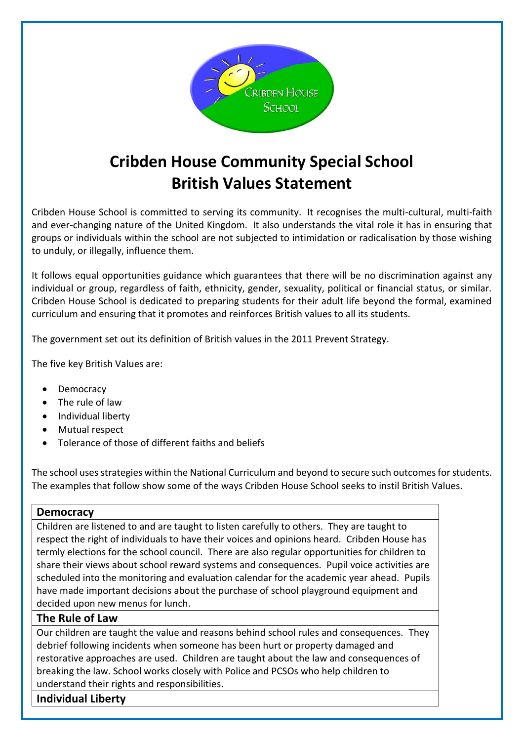# Cribden House Community Special School
# British Values Statement

Cribden House School is committed to serving its community. It recognises the multi-cultural, multi-faith and ever-changing nature of the United Kingdom. It also understands the vital role it has in ensuring that groups or individuals within the school are not subjected to intimidation or radicalisation by those wishing to unduly, or illegally, influence them.

It follows equal opportunities guidance which guarantees that there will be no discrimination against any individual or group, regardless of faith, ethnicity, gender, sexuality, political or financial status, or similar. Cribden House School is dedicated to preparing students for their adult life beyond the formal, examined curriculum and ensuring that it promotes and reinforces British values to all its students.

The government set out its definition of British values in the 2011 Prevent Strategy.

The five key British Values are:

- Democracy
- The rule of law
- Individual liberty
- Mutual respect
- Tolerance of those of different faiths and beliefs

The school uses strategies within the National Curriculum and beyond to secure such outcomes for students. The examples that follow show some of the ways Cribden House School seeks to instil British Values.

| **Democracy** |
|---|
| Children are listened to and are taught to listen carefully to others. They are taught to respect the right of individuals to have their voices and opinions heard. Cribden House has termly elections for the school council. There are also regular opportunities for children to share their views about school reward systems and consequences. Pupil voice activities are scheduled into the monitoring and evaluation calendar for the academic year ahead. Pupils have made important decisions about the purchase of school playground equipment and decided upon new menus for lunch. |
| **The Rule of Law** |
| Our children are taught the value and reasons behind school rules and consequences. They debrief following incidents when someone has been hurt or property damaged and restorative approaches are used. Children are taught about the law and consequences of breaking the law. School works closely with Police and PCSOs who help children to understand their rights and responsibilities. |
| **Individual Liberty** |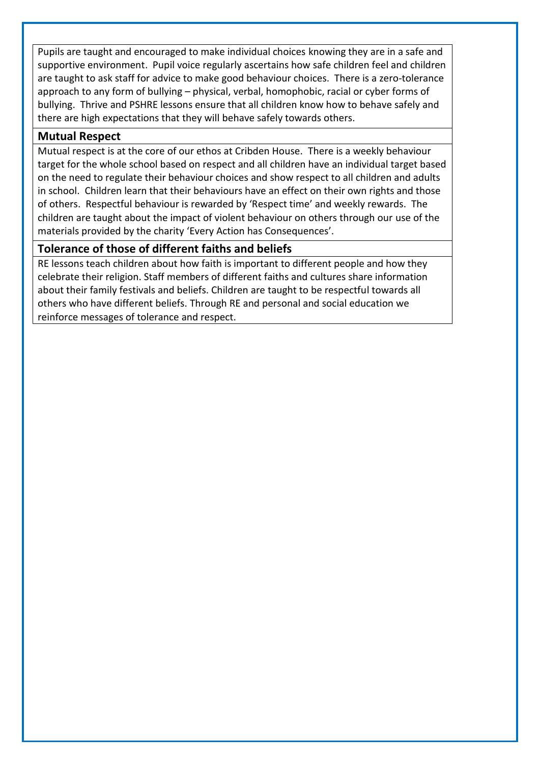Pupils are taught and encouraged to make individual choices knowing they are in a safe and supportive environment. Pupil voice regularly ascertains how safe children feel and children are taught to ask staff for advice to make good behaviour choices. There is a zero-tolerance approach to any form of bullying – physical, verbal, homophobic, racial or cyber forms of bullying. Thrive and PSHRE lessons ensure that all children know how to behave safely and there are high expectations that they will behave safely towards others.

## Mutual Respect

Mutual respect is at the core of our ethos at Cribden House. There is a weekly behaviour target for the whole school based on respect and all children have an individual target based on the need to regulate their behaviour choices and show respect to all children and adults in school. Children learn that their behaviours have an effect on their own rights and those of others. Respectful behaviour is rewarded by 'Respect time' and weekly rewards. The children are taught about the impact of violent behaviour on others through our use of the materials provided by the charity 'Every Action has Consequences'.

## Tolerance of those of different faiths and beliefs

RE lessons teach children about how faith is important to different people and how they celebrate their religion. Staff members of different faiths and cultures share information about their family festivals and beliefs. Children are taught to be respectful towards all others who have different beliefs. Through RE and personal and social education we reinforce messages of tolerance and respect.